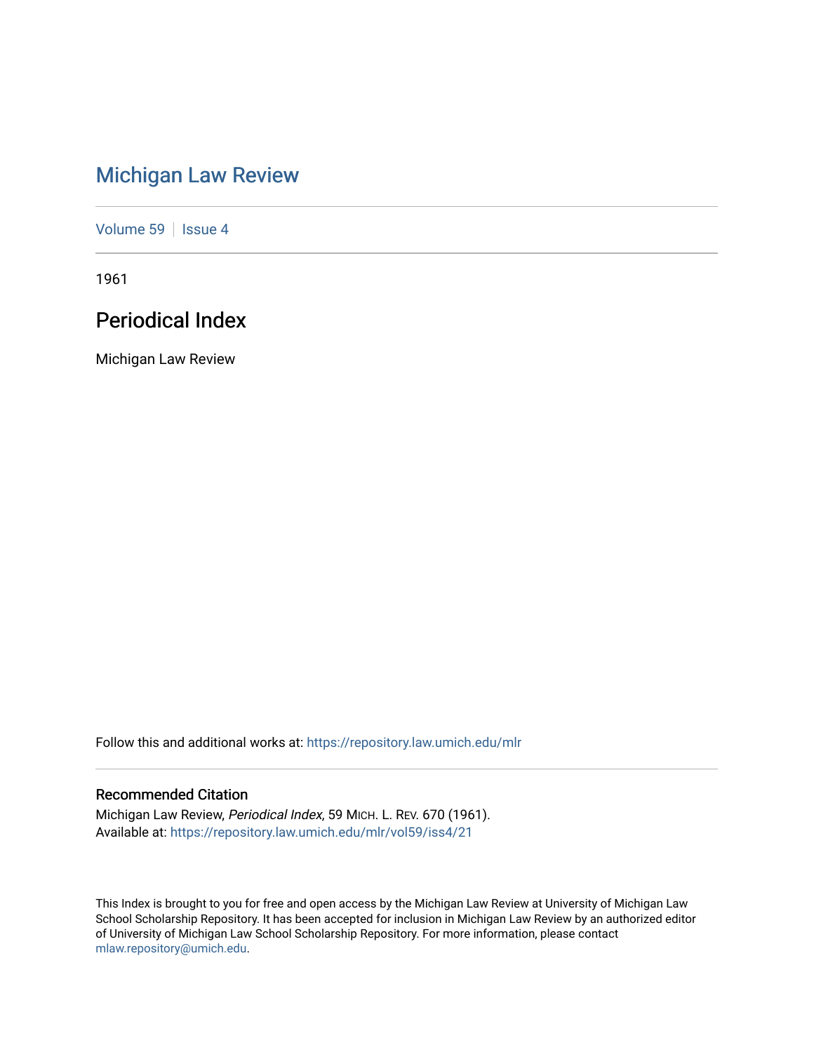# Michigan Law Review

Volume 59 | Issue 4

1961

## Periodical Index

Michigan Law Review

Follow this and additional works at: https://repository.law.umich.edu/mlr

### Recommended Citation

Michigan Law Review, *Periodical Index*, 59 MICH. L. REV. 670 (1961).
Available at: https://repository.law.umich.edu/mlr/vol59/iss4/21

This Index is brought to you for free and open access by the Michigan Law Review at University of Michigan Law School Scholarship Repository. It has been accepted for inclusion in Michigan Law Review by an authorized editor of University of Michigan Law School Scholarship Repository. For more information, please contact mlaw.repository@umich.edu.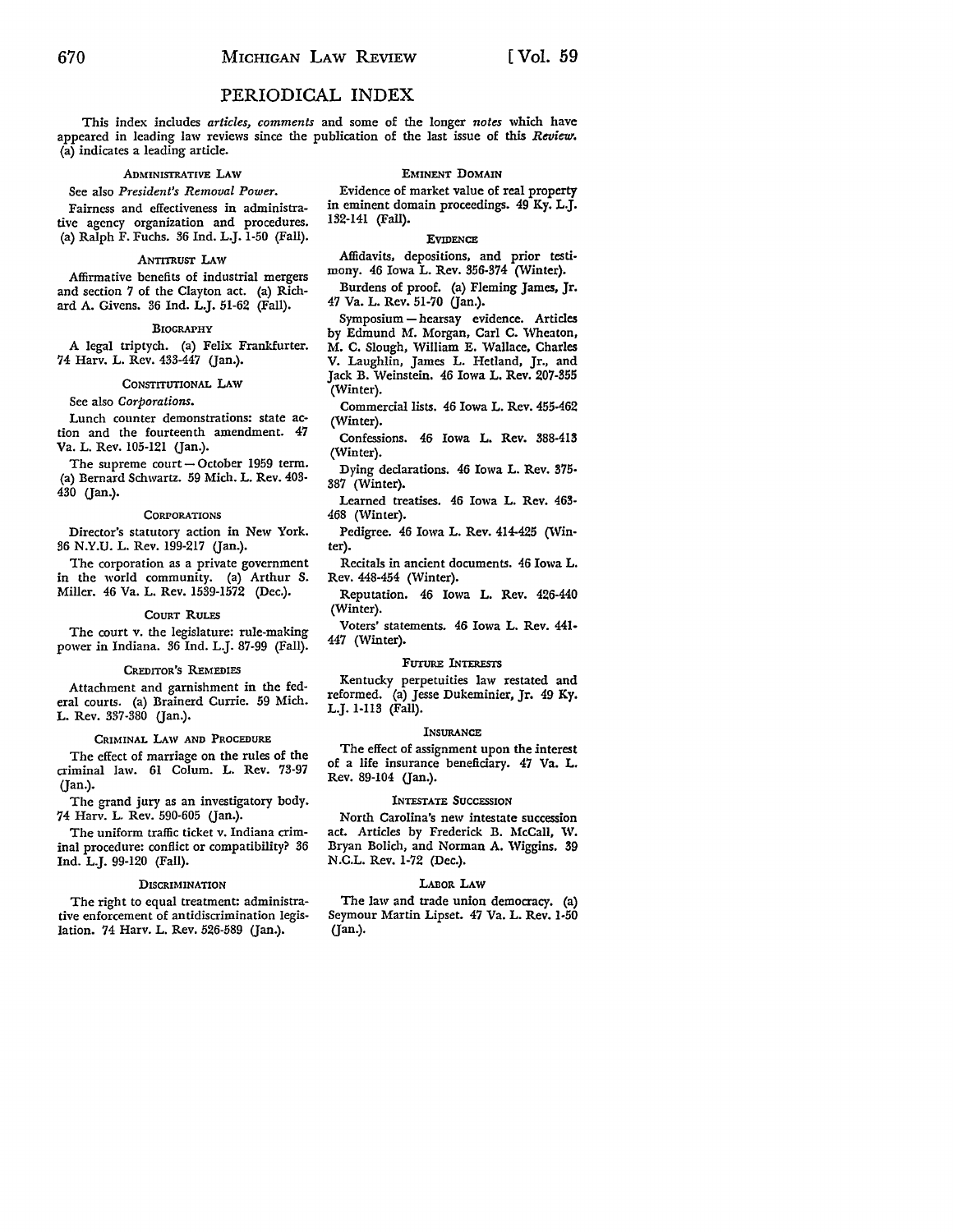# PERIODICAL INDEX

This index includes *articles, comments* and some of the longer *notes* which have appeared in leading law reviews since the publication of the last issue of this *Review.* (a) indicates a leading article.

### ADMINISTRATIVE LAW

See also *President's Removal Power.*

Fairness and effectiveness in administrative agency organization and procedures. (a) Ralph F. Fuchs. 36 Ind. L.J. 1-50 (Fall).

### ANTITRUST LAW

Affirmative benefits of industrial mergers and section 7 of the Clayton act. (a) Richard A. Givens. 36 Ind. L.J. 51-62 (Fall).

### BIOGRAPHY

A legal triptych. (a) Felix Frankfurter. 74 Harv. L. Rev. 433-447 (Jan.).

### CONSTITUTIONAL LAW

See also *Corporations.*

Lunch counter demonstrations: state action and the fourteenth amendment. 47 Va. L. Rev. 105-121 (Jan.).

The supreme court — October 1959 term. (a) Bernard Schwartz. 59 Mich. L. Rev. 403-430 (Jan.).

### CORPORATIONS

Director's statutory action in New York. 36 N.Y.U. L. Rev. 199-217 (Jan.).

The corporation as a private government in the world community. (a) Arthur S. Miller. 46 Va. L. Rev. 1539-1572 (Dec.).

### COURT RULES

The court v. the legislature: rule-making power in Indiana. 36 Ind. L.J. 87-99 (Fall).

### CREDITOR'S REMEDIES

Attachment and garnishment in the federal courts. (a) Brainerd Currie. 59 Mich. L. Rev. 337-380 (Jan.).

### CRIMINAL LAW AND PROCEDURE

The effect of marriage on the rules of the criminal law. 61 Colum. L. Rev. 73-97 (Jan.).

The grand jury as an investigatory body. 74 Harv. L. Rev. 590-605 (Jan.).

The uniform traffic ticket v. Indiana criminal procedure: conflict or compatibility? 36 Ind. L.J. 99-120 (Fall).

### DISCRIMINATION

The right to equal treatment: administrative enforcement of antidiscrimination legislation. 74 Harv. L. Rev. 526-589 (Jan.).

### EMINENT DOMAIN

Evidence of market value of real property in eminent domain proceedings. 49 Ky. L.J. 132-141 (Fall).

### EVIDENCE

Affidavits, depositions, and prior testimony. 46 Iowa L. Rev. 356-374 (Winter).

Burdens of proof. (a) Fleming James, Jr. 47 Va. L. Rev. 51-70 (Jan.).

Symposium — hearsay evidence. Articles by Edmund M. Morgan, Carl C. Wheaton, M. C. Slough, William E. Wallace, Charles V. Laughlin, James L. Hetland, Jr., and Jack B. Weinstein. 46 Iowa L. Rev. 207-355 (Winter).

Commercial lists. 46 Iowa L. Rev. 455-462 (Winter).

Confessions. 46 Iowa L. Rev. 388-413 (Winter).

Dying declarations. 46 Iowa L. Rev. 375-387 (Winter).

Learned treatises. 46 Iowa L. Rev. 463-468 (Winter).

Pedigree. 46 Iowa L. Rev. 414-425 (Winter).

Recitals in ancient documents. 46 Iowa L. Rev. 448-454 (Winter).

Reputation. 46 Iowa L. Rev. 426-440 (Winter).

Voters' statements. 46 Iowa L. Rev. 441-447 (Winter).

### FUTURE INTERESTS

Kentucky perpetuities law restated and reformed. (a) Jesse Dukeminier, Jr. 49 Ky. L.J. 1-113 (Fall).

### INSURANCE

The effect of assignment upon the interest of a life insurance beneficiary. 47 Va. L. Rev. 89-104 (Jan.).

### INTESTATE SUCCESSION

North Carolina's new intestate succession act. Articles by Frederick B. McCall, W. Bryan Bolich, and Norman A. Wiggins. 39 N.C.L. Rev. 1-72 (Dec.).

### LABOR LAW

The law and trade union democracy. (a) Seymour Martin Lipset. 47 Va. L. Rev. 1-50 (Jan.).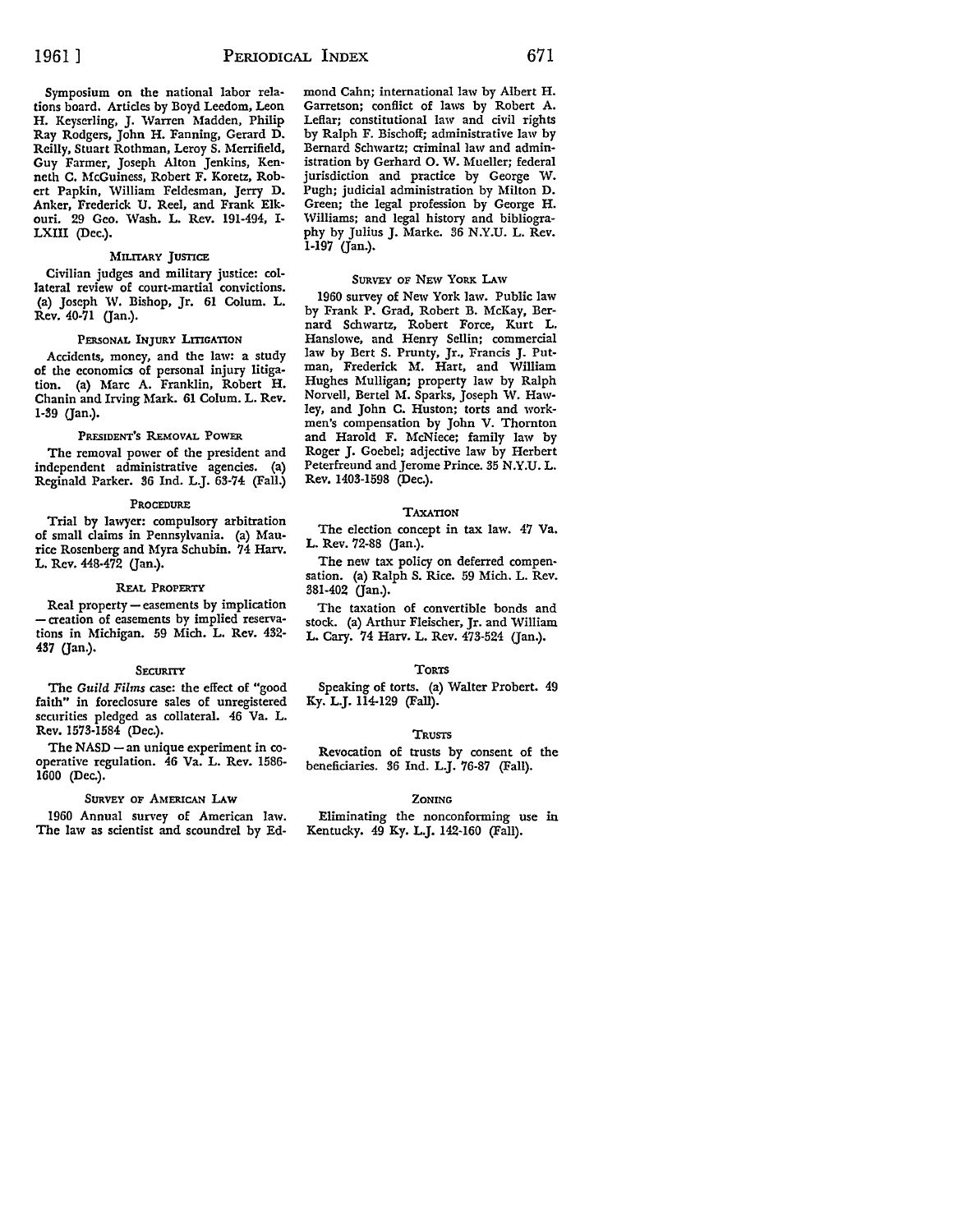Symposium on the national labor relations board. Articles by Boyd Leedom, Leon H. Keyserling, J. Warren Madden, Philip Ray Rodgers, John H. Fanning, Gerard D. Reilly, Stuart Rothman, Leroy S. Merrifield, Guy Farmer, Joseph Alton Jenkins, Kenneth C. McGuiness, Robert F. Koretz, Robert Papkin, William Feldesman, Jerry D. Anker, Frederick U. Reel, and Frank Elkouri. 29 Geo. Wash. L. Rev. 191-494, I-LXIII (Dec.).

### MILITARY JUSTICE

Civilian judges and military justice: collateral review of court-martial convictions. (a) Joseph W. Bishop, Jr. 61 Colum. L. Rev. 40-71 (Jan.).

### PERSONAL INJURY LITIGATION

Accidents, money, and the law: a study of the economics of personal injury litigation. (a) Marc A. Franklin, Robert H. Chanin and Irving Mark. 61 Colum. L. Rev. 1-39 (Jan.).

### PRESIDENT'S REMOVAL POWER

The removal power of the president and independent administrative agencies. (a) Reginald Parker. 36 Ind. L.J. 63-74 (Fall.)

### PROCEDURE

Trial by lawyer: compulsory arbitration of small claims in Pennsylvania. (a) Maurice Rosenberg and Myra Schubin. 74 Harv. L. Rev. 448-472 (Jan.).

### REAL PROPERTY

Real property — easements by implication — creation of easements by implied reservations in Michigan. 59 Mich. L. Rev. 432-437 (Jan.).

### SECURITY

The *Guild Films* case: the effect of "good faith" in foreclosure sales of unregistered securities pledged as collateral. 46 Va. L. Rev. 1573-1584 (Dec.).

The NASD — an unique experiment in cooperative regulation. 46 Va. L. Rev. 1586-1600 (Dec.).

### SURVEY OF AMERICAN LAW

1960 Annual survey of American law. The law as scientist and scoundrel by Edmond Cahn; international law by Albert H. Garretson; conflict of laws by Robert A. Leflar; constitutional law and civil rights by Ralph F. Bischoff; administrative law by Bernard Schwartz; criminal law and administration by Gerhard O. W. Mueller; federal jurisdiction and practice by George W. Pugh; judicial administration by Milton D. Green; the legal profession by George H. Williams; and legal history and bibliography by Julius J. Marke. 36 N.Y.U. L. Rev. 1-197 (Jan.).

### SURVEY OF NEW YORK LAW

1960 survey of New York law. Public law by Frank P. Grad, Robert B. McKay, Bernard Schwartz, Robert Force, Kurt L. Hanslowe, and Henry Sellin; commercial law by Bert S. Prunty, Jr., Francis J. Putman, Frederick M. Hart, and William Hughes Mulligan; property law by Ralph Norvell, Bertel M. Sparks, Joseph W. Hawley, and John C. Huston; torts and workmen's compensation by John V. Thornton and Harold F. McNiece; family law by Roger J. Goebel; adjective law by Herbert Peterfreund and Jerome Prince. 35 N.Y.U. L. Rev. 1403-1598 (Dec.).

### TAXATION

The election concept in tax law. 47 Va. L. Rev. 72-88 (Jan.).

The new tax policy on deferred compensation. (a) Ralph S. Rice. 59 Mich. L. Rev. 381-402 (Jan.).

The taxation of convertible bonds and stock. (a) Arthur Fleischer, Jr. and William L. Cary. 74 Harv. L. Rev. 473-524 (Jan.).

### TORTS

Speaking of torts. (a) Walter Probert. 49 Ky. L.J. 114-129 (Fall).

### TRUSTS

Revocation of trusts by consent of the beneficiaries. 36 Ind. L.J. 76-87 (Fall).

### ZONING

Eliminating the nonconforming use in Kentucky. 49 Ky. L.J. 142-160 (Fall).